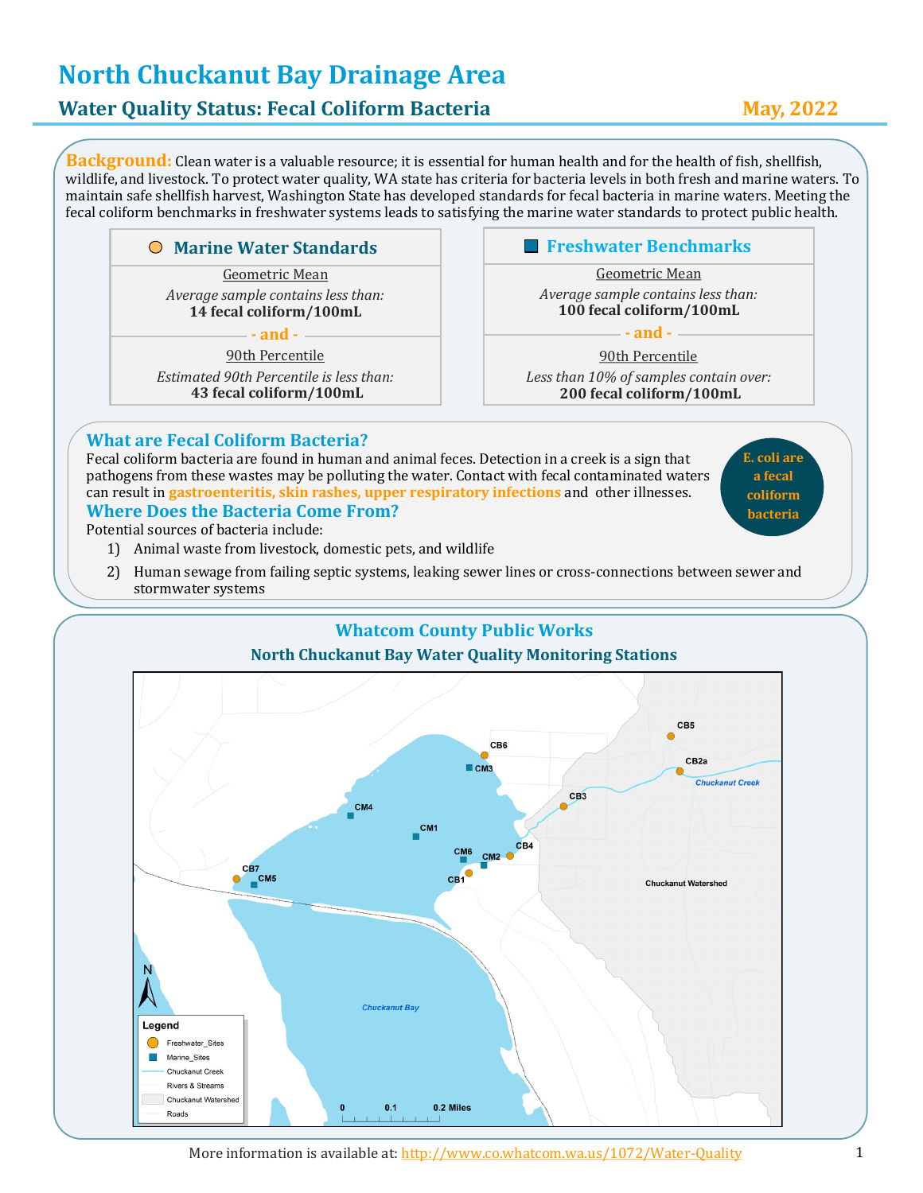# North Chuckanut Bay Drainage Area

## Water Quality Status: Fecal Coliform Bacteria

May, 2022

**Background:** Clean water is a valuable resource; it is essential for human health and for the health of fish, shellfish, wildlife, and livestock. To protect water quality, WA state has criteria for bacteria levels in both fresh and marine waters. To maintain safe shellfish harvest, Washington State has developed standards for fecal bacteria in marine waters. Meeting the fecal coliform benchmarks in freshwater systems leads to satisfying the marine water standards to protect public health.

| Marine Water Standards | Freshwater Benchmarks |
|---|---|
| Geometric Mean<br>*Average sample contains less than:*<br>**14 fecal coliform/100mL** | Geometric Mean<br>*Average sample contains less than:*<br>**100 fecal coliform/100mL** |
| - and - | - and - |
| 90th Percentile<br>*Estimated 90th Percentile is less than:*<br>**43 fecal coliform/100mL** | 90th Percentile<br>*Less than 10% of samples contain over:*<br>**200 fecal coliform/100mL** |

### What are Fecal Coliform Bacteria?

Fecal coliform bacteria are found in human and animal feces. Detection in a creek is a sign that pathogens from these wastes may be polluting the water. Contact with fecal contaminated waters can result in **gastroenteritis, skin rashes, upper respiratory infections** and other illnesses.

**E. coli are a fecal coliform bacteria**

### Where Does the Bacteria Come From?

Potential sources of bacteria include:

1) Animal waste from livestock, domestic pets, and wildlife
2) Human sewage from failing septic systems, leaking sewer lines or cross-connections between sewer and stormwater systems

## Whatcom County Public Works

### North Chuckanut Bay Water Quality Monitoring Stations

More information is available at: http://www.co.whatcom.wa.us/1072/Water-Quality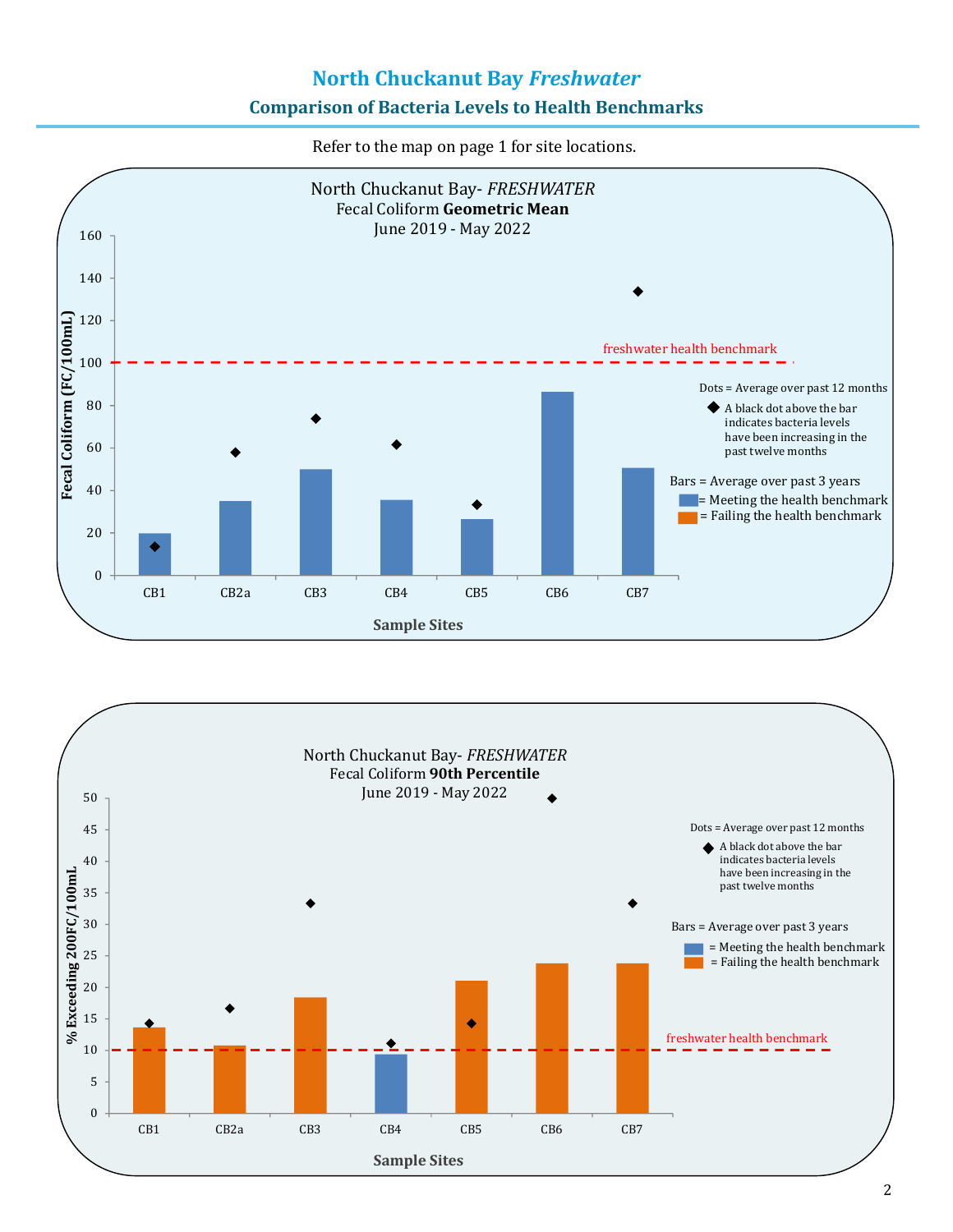# North Chuckanut Bay *Freshwater*

## Comparison of Bacteria Levels to Health Benchmarks

Refer to the map on page 1 for site locations.

North Chuckanut Bay- *FRESHWATER*
Fecal Coliform **Geometric Mean**
June 2019 - May 2022

Fecal Coliform (FC/100mL)

160
140
120
100
80
60
40
20
0

freshwater health benchmark

CB1 CB2a CB3 CB4 CB5 CB6 CB7

**Sample Sites**

Dots = Average over past 12 months
◆ A black dot above the bar indicates bacteria levels have been increasing in the past twelve months

Bars = Average over past 3 years
= Meeting the health benchmark
= Failing the health benchmark

North Chuckanut Bay- *FRESHWATER*
Fecal Coliform **90th Percentile**
June 2019 - May 2022

% Exceeding 200FC/100mL

50
45
40
35
30
25
20
15
10
5
0

freshwater health benchmark

CB1 CB2a CB3 CB4 CB5 CB6 CB7

**Sample Sites**

Dots = Average over past 12 months
◆ A black dot above the bar indicates bacteria levels have been increasing in the past twelve months

Bars = Average over past 3 years
= Meeting the health benchmark
= Failing the health benchmark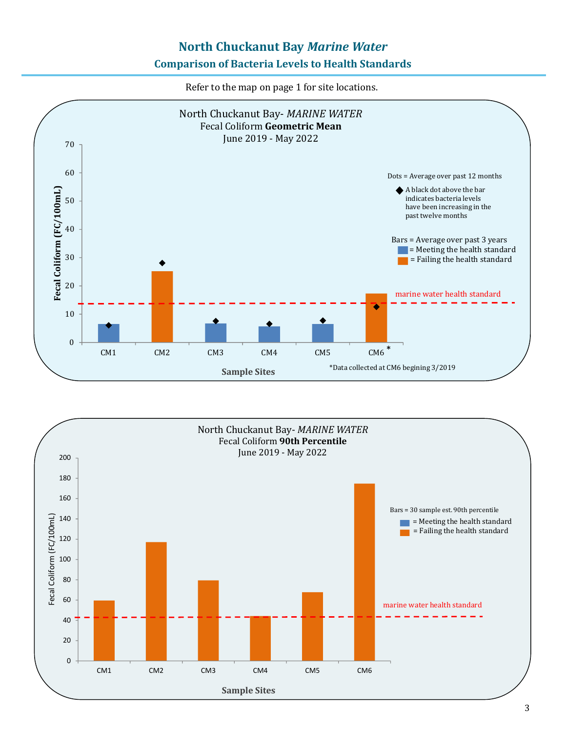# North Chuckanut Bay *Marine Water*

## Comparison of Bacteria Levels to Health Standards

Refer to the map on page 1 for site locations.

North Chuckanut Bay- *MARINE WATER*
Fecal Coliform **Geometric Mean**
June 2019 - May 2022

Fecal Coliform (FC/100mL)

Dots = Average over past 12 months

◆ A black dot above the bar indicates bacteria levels have been increasing in the past twelve months

Bars = Average over past 3 years
= Meeting the health standard
= Failing the health standard

marine water health standard

Sample Sites: CM1, CM2, CM3, CM4, CM5, CM6 *

*Data collected at CM6 begining 3/2019

North Chuckanut Bay- *MARINE WATER*
Fecal Coliform **90th Percentile**
June 2019 - May 2022

Fecal Coliform (FC/100mL)

Bars = 30 sample est. 90th percentile
= Meeting the health standard
= Failing the health standard

marine water health standard

Sample Sites: CM1, CM2, CM3, CM4, CM5, CM6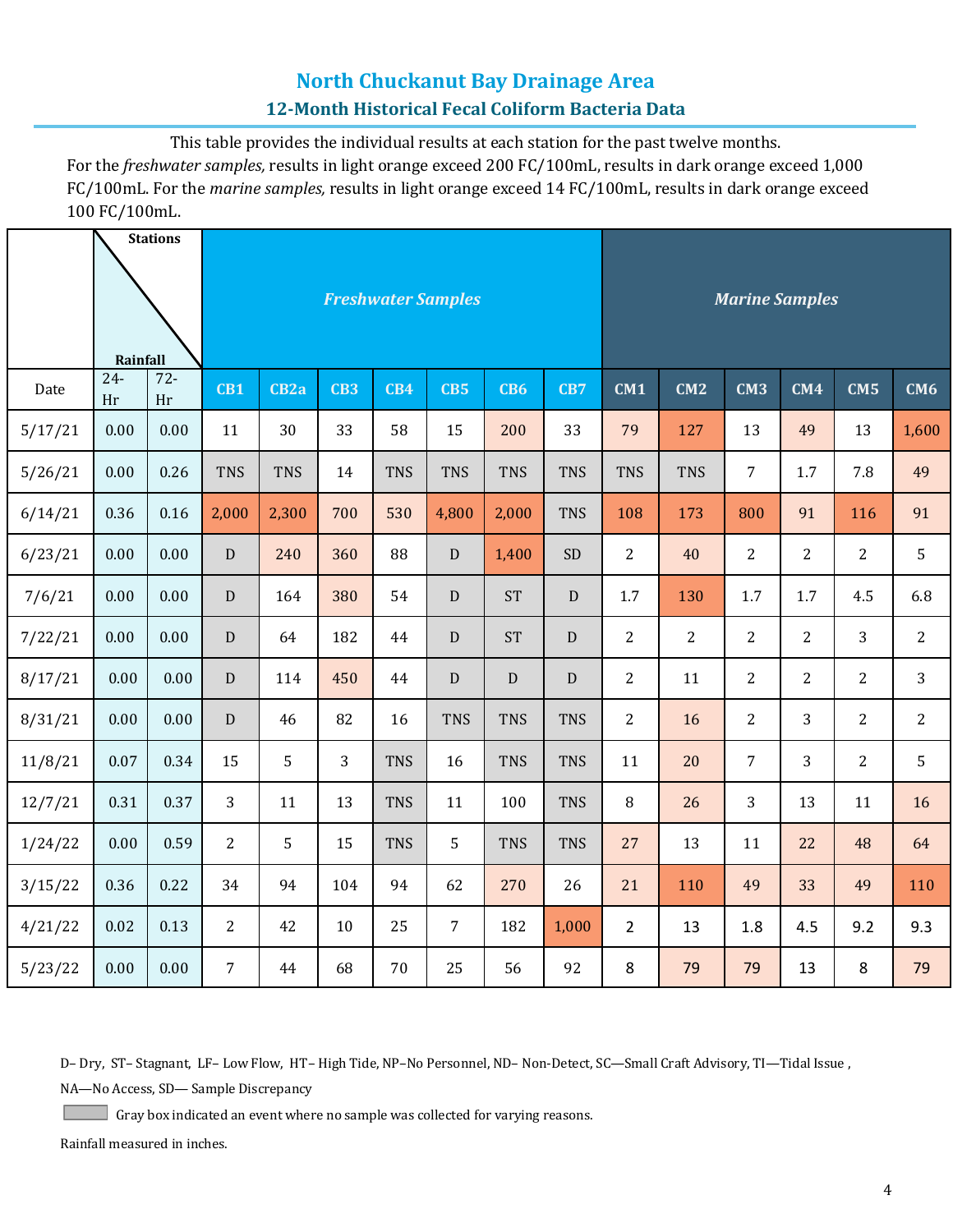## North Chuckanut Bay Drainage Area

### 12-Month Historical Fecal Coliform Bacteria Data

This table provides the individual results at each station for the past twelve months. For the *freshwater samples,* results in light orange exceed 200 FC/100mL, results in dark orange exceed 1,000 FC/100mL. For the *marine samples,* results in light orange exceed 14 FC/100mL, results in dark orange exceed 100 FC/100mL.

| | Rainfall | | *Freshwater Samples* | | | | | | | *Marine Samples* | | | | | |
|---|---|---|---|---|---|---|---|---|---|---|---|---|---|---|---|
| Date | 24-Hr | 72-Hr | CB1 | CB2a | CB3 | CB4 | CB5 | CB6 | CB7 | CM1 | CM2 | CM3 | CM4 | CM5 | CM6 |
| 5/17/21 | 0.00 | 0.00 | 11 | 30 | 33 | 58 | 15 | 200 | 33 | 79 | 127 | 13 | 49 | 13 | 1,600 |
| 5/26/21 | 0.00 | 0.26 | TNS | TNS | 14 | TNS | TNS | TNS | TNS | TNS | TNS | 7 | 1.7 | 7.8 | 49 |
| 6/14/21 | 0.36 | 0.16 | 2,000 | 2,300 | 700 | 530 | 4,800 | 2,000 | TNS | 108 | 173 | 800 | 91 | 116 | 91 |
| 6/23/21 | 0.00 | 0.00 | D | 240 | 360 | 88 | D | 1,400 | SD | 2 | 40 | 2 | 2 | 2 | 5 |
| 7/6/21 | 0.00 | 0.00 | D | 164 | 380 | 54 | D | ST | D | 1.7 | 130 | 1.7 | 1.7 | 4.5 | 6.8 |
| 7/22/21 | 0.00 | 0.00 | D | 64 | 182 | 44 | D | ST | D | 2 | 2 | 2 | 2 | 3 | 2 |
| 8/17/21 | 0.00 | 0.00 | D | 114 | 450 | 44 | D | D | D | 2 | 11 | 2 | 2 | 2 | 3 |
| 8/31/21 | 0.00 | 0.00 | D | 46 | 82 | 16 | TNS | TNS | TNS | 2 | 16 | 2 | 3 | 2 | 2 |
| 11/8/21 | 0.07 | 0.34 | 15 | 5 | 3 | TNS | 16 | TNS | TNS | 11 | 20 | 7 | 3 | 2 | 5 |
| 12/7/21 | 0.31 | 0.37 | 3 | 11 | 13 | TNS | 11 | 100 | TNS | 8 | 26 | 3 | 13 | 11 | 16 |
| 1/24/22 | 0.00 | 0.59 | 2 | 5 | 15 | TNS | 5 | TNS | TNS | 27 | 13 | 11 | 22 | 48 | 64 |
| 3/15/22 | 0.36 | 0.22 | 34 | 94 | 104 | 94 | 62 | 270 | 26 | 21 | 110 | 49 | 33 | 49 | 110 |
| 4/21/22 | 0.02 | 0.13 | 2 | 42 | 10 | 25 | 7 | 182 | 1,000 | 2 | 13 | 1.8 | 4.5 | 9.2 | 9.3 |
| 5/23/22 | 0.00 | 0.00 | 7 | 44 | 68 | 70 | 25 | 56 | 92 | 8 | 79 | 79 | 13 | 8 | 79 |

D– Dry, ST– Stagnant, LF– Low Flow, HT– High Tide, NP–No Personnel, ND– Non-Detect, SC—Small Craft Advisory, TI—Tidal Issue , NA—No Access, SD— Sample Discrepancy

Gray box indicated an event where no sample was collected for varying reasons.

Rainfall measured in inches.